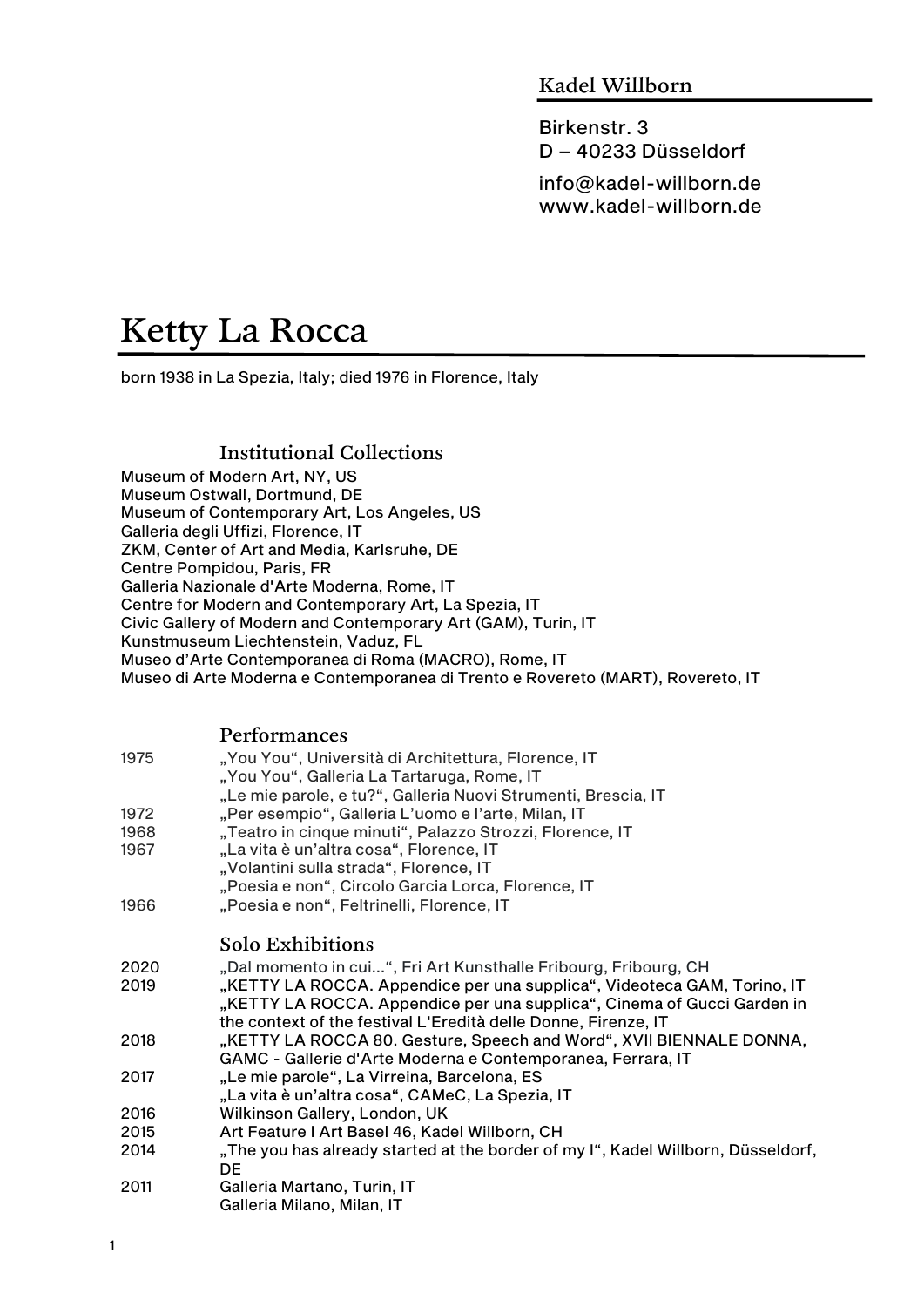Kadel Willborn

Birkenstr. 3
D – 40233 Düsseldorf

info@kadel-willborn.de
www.kadel-willborn.de

# Ketty La Rocca

born 1938 in La Spezia, Italy; died 1976 in Florence, Italy

## Institutional Collections

Museum of Modern Art, NY, US
Museum Ostwall, Dortmund, DE
Museum of Contemporary Art, Los Angeles, US
Galleria degli Uffizi, Florence, IT
ZKM, Center of Art and Media, Karlsruhe, DE
Centre Pompidou, Paris, FR
Galleria Nazionale d'Arte Moderna, Rome, IT
Centre for Modern and Contemporary Art, La Spezia, IT
Civic Gallery of Modern and Contemporary Art (GAM), Turin, IT
Kunstmuseum Liechtenstein, Vaduz, FL
Museo d'Arte Contemporanea di Roma (MACRO), Rome, IT
Museo di Arte Moderna e Contemporanea di Trento e Rovereto (MART), Rovereto, IT

## Performances

1975 „You You", Università di Architettura, Florence, IT
„You You", Galleria La Tartaruga, Rome, IT
„Le mie parole, e tu?", Galleria Nuovi Strumenti, Brescia, IT
1972 „Per esempio", Galleria L'uomo e l'arte, Milan, IT
1968 „Teatro in cinque minuti", Palazzo Strozzi, Florence, IT
1967 „La vita è un'altra cosa", Florence, IT
„Volantini sulla strada", Florence, IT
„Poesia e non", Circolo Garcia Lorca, Florence, IT
1966 „Poesia e non", Feltrinelli, Florence, IT

## Solo Exhibitions

2020 „Dal momento in cui...", Fri Art Kunsthalle Fribourg, Fribourg, CH
2019 „KETTY LA ROCCA. Appendice per una supplica", Videoteca GAM, Torino, IT
„KETTY LA ROCCA. Appendice per una supplica", Cinema of Gucci Garden in the context of the festival L'Eredità delle Donne, Firenze, IT
2018 „KETTY LA ROCCA 80. Gesture, Speech and Word", XVII BIENNALE DONNA, GAMC - Gallerie d'Arte Moderna e Contemporanea, Ferrara, IT
2017 „Le mie parole", La Virreina, Barcelona, ES
„La vita è un'altra cosa", CAMeC, La Spezia, IT
2016 Wilkinson Gallery, London, UK
2015 Art Feature I Art Basel 46, Kadel Willborn, CH
2014 „The you has already started at the border of my I", Kadel Willborn, Düsseldorf, DE
2011 Galleria Martano, Turin, IT
Galleria Milano, Milan, IT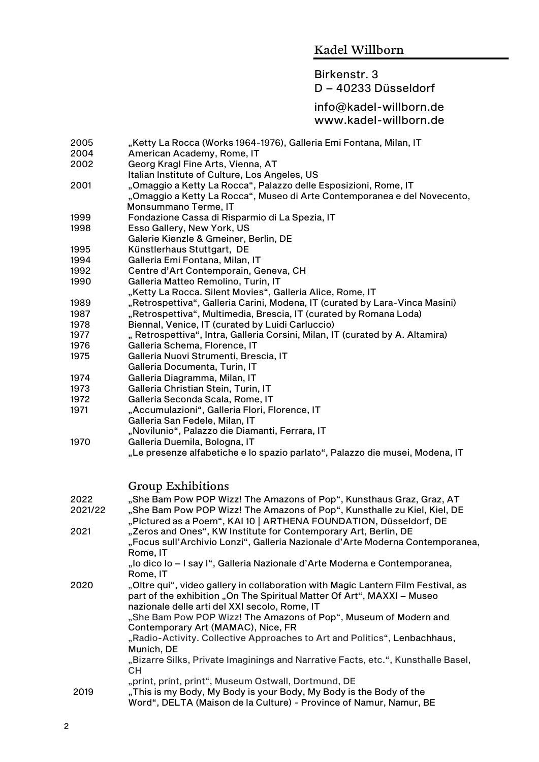Kadel Willborn

Birkenstr. 3
D – 40233 Düsseldorf

info@kadel-willborn.de
www.kadel-willborn.de

| | |
|---|---|
| 2005 | „Ketty La Rocca (Works 1964-1976), Galleria Emi Fontana, Milan, IT |
| 2004 | American Academy, Rome, IT |
| 2002 | Georg Kragl Fine Arts, Vienna, AT |
| | Italian Institute of Culture, Los Angeles, US |
| 2001 | „Omaggio a Ketty La Rocca“, Palazzo delle Esposizioni, Rome, IT |
| | „Omaggio a Ketty La Rocca“, Museo di Arte Contemporanea e del Novecento, Monsummano Terme, IT |
| 1999 | Fondazione Cassa di Risparmio di La Spezia, IT |
| 1998 | Esso Gallery, New York, US |
| | Galerie Kienzle & Gmeiner, Berlin, DE |
| 1995 | Künstlerhaus Stuttgart, DE |
| 1994 | Galleria Emi Fontana, Milan, IT |
| 1992 | Centre d'Art Contemporain, Geneva, CH |
| 1990 | Galleria Matteo Remolino, Turin, IT |
| | „Ketty La Rocca. Silent Movies“, Galleria Alice, Rome, IT |
| 1989 | „Retrospettiva“, Galleria Carini, Modena, IT (curated by Lara-Vinca Masini) |
| 1987 | „Retrospettiva“, Multimedia, Brescia, IT (curated by Romana Loda) |
| 1978 | Biennal, Venice, IT (curated by Luidi Carluccio) |
| 1977 | „ Retrospettiva“, Intra, Galleria Corsini, Milan, IT (curated by A. Altamira) |
| 1976 | Galleria Schema, Florence, IT |
| 1975 | Galleria Nuovi Strumenti, Brescia, IT |
| | Galleria Documenta, Turin, IT |
| 1974 | Galleria Diagramma, Milan, IT |
| 1973 | Galleria Christian Stein, Turin, IT |
| 1972 | Galleria Seconda Scala, Rome, IT |
| 1971 | „Accumulazioni“, Galleria Flori, Florence, IT |
| | Galleria San Fedele, Milan, IT |
| | „Novilunio“, Palazzo die Diamanti, Ferrara, IT |
| 1970 | Galleria Duemila, Bologna, IT |
| | „Le presenze alfabetiche e lo spazio parlato“, Palazzo die musei, Modena, IT |

## Group Exhibitions

| | |
|---|---|
| 2022 | „She Bam Pow POP Wizz! The Amazons of Pop“, Kunsthaus Graz, Graz, AT |
| 2021/22 | „She Bam Pow POP Wizz! The Amazons of Pop“, Kunsthalle zu Kiel, Kiel, DE |
| | „Pictured as a Poem“, KAI 10 \| ARTHENA FOUNDATION, Düsseldorf, DE |
| 2021 | „Zeros and Ones“, KW Institute for Contemporary Art, Berlin, DE |
| | „Focus sull'Archivio Lonzi“, Galleria Nazionale d'Arte Moderna Contemporanea, Rome, IT |
| | „Io dico Io – I say I“, Galleria Nazionale d'Arte Moderna e Contemporanea, Rome, IT |
| 2020 | „Oltre qui“, video gallery in collaboration with Magic Lantern Film Festival, as part of the exhibition „On The Spiritual Matter Of Art“, MAXXI – Museo nazionale delle arti del XXI secolo, Rome, IT |
| | „She Bam Pow POP Wizz! The Amazons of Pop“, Museum of Modern and Contemporary Art (MAMAC), Nice, FR |
| | „Radio-Activity. Collective Approaches to Art and Politics“, Lenbachhaus, Munich, DE |
| | „Bizarre Silks, Private Imaginings and Narrative Facts, etc.“, Kunsthalle Basel, CH |
| | „print, print, print“, Museum Ostwall, Dortmund, DE |
| 2019 | „This is my Body, My Body is your Body, My Body is the Body of the Word“, DELTA (Maison de la Culture) - Province of Namur, Namur, BE |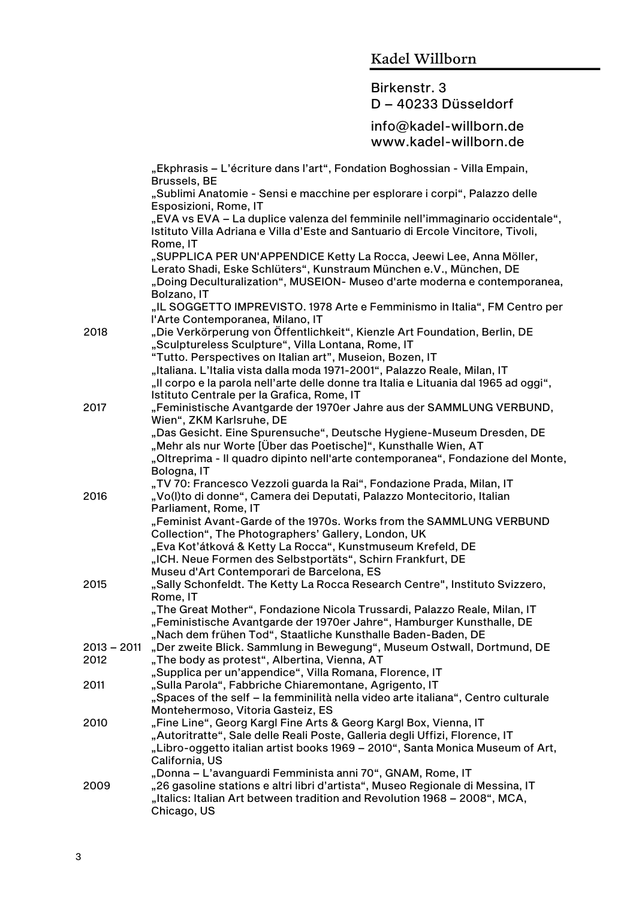„Ekphrasis – L'écriture dans l'art", Fondation Boghossian - Villa Empain, Brussels, BE
„Sublimi Anatomie - Sensi e macchine per esplorare i corpi", Palazzo delle Esposizioni, Rome, IT
„EVA vs EVA – La duplice valenza del femminile nell'immaginario occidentale", Istituto Villa Adriana e Villa d'Este and Santuario di Ercole Vincitore, Tivoli, Rome, IT
„SUPPLICA PER UN'APPENDICE Ketty La Rocca, Jeewi Lee, Anna Möller, Lerato Shadi, Eske Schlüters", Kunstraum München e.V., München, DE
„Doing Deculturalization", MUSEION- Museo d'arte moderna e contemporanea, Bolzano, IT
„IL SOGGETTO IMPREVISTO. 1978 Arte e Femminismo in Italia", FM Centro per l'Arte Contemporanea, Milano, IT

| | |
|---|---|
| 2018 | „Die Verkörperung von Öffentlichkeit", Kienzle Art Foundation, Berlin, DE |
| | „Sculptureless Sculpture", Villa Lontana, Rome, IT |
| | "Tutto. Perspectives on Italian art", Museion, Bozen, IT |
| | „Italiana. L'Italia vista dalla moda 1971-2001", Palazzo Reale, Milan, IT |
| | „Il corpo e la parola nell'arte delle donne tra Italia e Lituania dal 1965 ad oggi", Istituto Centrale per la Grafica, Rome, IT |
| 2017 | „Feministische Avantgarde der 1970er Jahre aus der SAMMLUNG VERBUND, Wien", ZKM Karlsruhe, DE |
| | „Das Gesicht. Eine Spurensuche", Deutsche Hygiene-Museum Dresden, DE |
| | „Mehr als nur Worte [Über das Poetische]", Kunsthalle Wien, AT |
| | „Oltreprima - Il quadro dipinto nell'arte contemporanea", Fondazione del Monte, Bologna, IT |
| | „TV 70: Francesco Vezzoli guarda la Rai", Fondazione Prada, Milan, IT |
| 2016 | „Vo(l)to di donne", Camera dei Deputati, Palazzo Montecitorio, Italian Parliament, Rome, IT |
| | „Feminist Avant-Garde of the 1970s. Works from the SAMMLUNG VERBUND Collection", The Photographers' Gallery, London, UK |
| | „Eva Kot'átková & Ketty La Rocca", Kunstmuseum Krefeld, DE |
| | „ICH. Neue Formen des Selbstportäts", Schirn Frankfurt, DE |
| | Museu d'Art Contemporari de Barcelona, ES |
| 2015 | „Sally Schonfeldt. The Ketty La Rocca Research Centre", Instituto Svizzero, Rome, IT |
| | „The Great Mother", Fondazione Nicola Trussardi, Palazzo Reale, Milan, IT |
| | „Feministische Avantgarde der 1970er Jahre", Hamburger Kunsthalle, DE |
| | „Nach dem frühen Tod", Staatliche Kunsthalle Baden-Baden, DE |
| 2013 – 2011 | „Der zweite Blick. Sammlung in Bewegung", Museum Ostwall, Dortmund, DE |
| 2012 | „The body as protest", Albertina, Vienna, AT |
| | „Supplica per un'appendice", Villa Romana, Florence, IT |
| 2011 | „Sulla Parola", Fabbriche Chiaremontane, Agrigento, IT |
| | „Spaces of the self – la femminilità nella video arte italiana", Centro culturale Montehermoso, Vitoria Gasteiz, ES |
| 2010 | „Fine Line", Georg Kargl Fine Arts & Georg Kargl Box, Vienna, IT |
| | „Autoritratte", Sale delle Reali Poste, Galleria degli Uffizi, Florence, IT |
| | „Libro-oggetto italian artist books 1969 – 2010", Santa Monica Museum of Art, California, US |
| | „Donna – L'avanguardi Femminista anni 70", GNAM, Rome, IT |
| 2009 | „26 gasoline stations e altri libri d'artista", Museo Regionale di Messina, IT |
| | „Italics: Italian Art between tradition and Revolution 1968 – 2008", MCA, Chicago, US |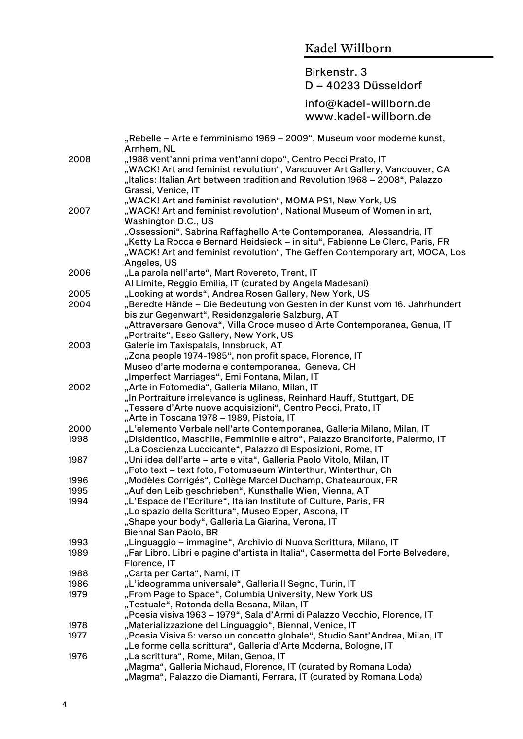Kadel Willborn

Birkenstr. 3
D – 40233 Düsseldorf

info@kadel-willborn.de
www.kadel-willborn.de

| | |
|---|---|
| | „Rebelle – Arte e femminismo 1969 – 2009", Museum voor moderne kunst, Arnhem, NL |
| 2008 | „1988 vent'anni prima vent'anni dopo", Centro Pecci Prato, IT |
| | „WACK! Art and feminist revolution", Vancouver Art Gallery, Vancouver, CA |
| | „Italics: Italian Art between tradition and Revolution 1968 – 2008", Palazzo Grassi, Venice, IT |
| | „WACK! Art and feminist revolution", MOMA PS1, New York, US |
| 2007 | „WACK! Art and feminist revolution", National Museum of Women in art, Washington D.C., US |
| | „Ossessioni", Sabrina Raffaghello Arte Contemporanea, Alessandria, IT |
| | „Ketty La Rocca e Bernard Heidsieck – in situ", Fabienne Le Clerc, Paris, FR |
| | „WACK! Art and feminist revolution", The Geffen Contemporary art, MOCA, Los Angeles, US |
| 2006 | „La parola nell'arte", Mart Rovereto, Trent, IT |
| | Al Limite, Reggio Emilia, IT (curated by Angela Madesani) |
| 2005 | „Looking at words", Andrea Rosen Gallery, New York, US |
| 2004 | „Beredte Hände – Die Bedeutung von Gesten in der Kunst vom 16. Jahrhundert bis zur Gegenwart", Residenzgalerie Salzburg, AT |
| | „Attraversare Genova", Villa Croce museo d'Arte Contemporanea, Genua, IT |
| | „Portraits", Esso Gallery, New York, US |
| 2003 | Galerie im Taxispalais, Innsbruck, AT |
| | „Zona people 1974-1985", non profit space, Florence, IT |
| | Museo d'arte moderna e contemporanea, Geneva, CH |
| | „Imperfect Marriages", Emi Fontana, Milan, IT |
| 2002 | „Arte in Fotomedia", Galleria Milano, Milan, IT |
| | „In Portraiture irrelevance is ugliness, Reinhard Hauff, Stuttgart, DE |
| | „Tessere d'Arte nuove acquisizioni", Centro Pecci, Prato, IT |
| | „Arte in Toscana 1978 – 1989, Pistoia, IT |
| 2000 | „L'elemento Verbale nell'arte Contemporanea, Galleria Milano, Milan, IT |
| 1998 | „Disidentico, Maschile, Femminile e altro", Palazzo Branciforte, Palermo, IT |
| | „La Coscienza Luccicante", Palazzo di Esposizioni, Rome, IT |
| 1987 | „Uni idea dell'arte – arte e vita", Galleria Paolo Vitolo, Milan, IT |
| | „Foto text – text foto, Fotomuseum Winterthur, Winterthur, Ch |
| 1996 | „Modèles Corrigés", Collège Marcel Duchamp, Chateauroux, FR |
| 1995 | „Auf den Leib geschrieben", Kunsthalle Wien, Vienna, AT |
| 1994 | „L'Espace de l'Ecriture", Italian Institute of Culture, Paris, FR |
| | „Lo spazio della Scrittura", Museo Epper, Ascona, IT |
| | „Shape your body", Galleria La Giarina, Verona, IT |
| | Biennal San Paolo, BR |
| 1993 | „Linguaggio – immagine", Archivio di Nuova Scrittura, Milano, IT |
| 1989 | „Far Libro. Libri e pagine d'artista in Italia", Casermetta del Forte Belvedere, Florence, IT |
| 1988 | „Carta per Carta", Narni, IT |
| 1986 | „L'ideogramma universale", Galleria Il Segno, Turin, IT |
| 1979 | „From Page to Space", Columbia University, New York US |
| | „Testuale", Rotonda della Besana, Milan, IT |
| | „Poesia visiva 1963 – 1979", Sala d'Armi di Palazzo Vecchio, Florence, IT |
| 1978 | „Materializzazione del Linguaggio", Biennal, Venice, IT |
| 1977 | „Poesia Visiva 5: verso un concetto globale", Studio Sant'Andrea, Milan, IT |
| | „Le forme della scrittura", Galleria d'Arte Moderna, Bologne, IT |
| 1976 | „La scrittura", Rome, Milan, Genoa, IT |
| | „Magma", Galleria Michaud, Florence, IT (curated by Romana Loda) |
| | „Magma", Palazzo die Diamanti, Ferrara, IT (curated by Romana Loda) |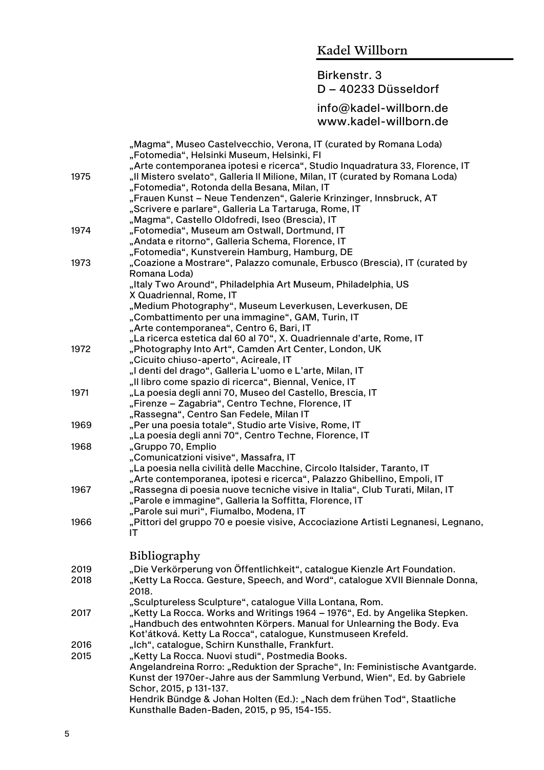Kadel Willborn

Birkenstr. 3
D – 40233 Düsseldorf

info@kadel-willborn.de
www.kadel-willborn.de

| | |
|---|---|
| | „Magma", Museo Castelvecchio, Verona, IT (curated by Romana Loda) |
| | „Fotomedia", Helsinki Museum, Helsinki, FI |
| | „Arte contemporanea ipotesi e ricerca", Studio Inquadratura 33, Florence, IT |
| 1975 | „Il Mistero svelato", Galleria Il Milione, Milan, IT (curated by Romana Loda) |
| | „Fotomedia", Rotonda della Besana, Milan, IT |
| | „Frauen Kunst – Neue Tendenzen", Galerie Krinzinger, Innsbruck, AT |
| | „Scrivere e parlare", Galleria La Tartaruga, Rome, IT |
| | „Magma", Castello Oldofredi, Iseo (Brescia), IT |
| 1974 | „Fotomedia", Museum am Ostwall, Dortmund, IT |
| | „Andata e ritorno", Galleria Schema, Florence, IT |
| | „Fotomedia", Kunstverein Hamburg, Hamburg, DE |
| 1973 | „Coazione a Mostrare", Palazzo comunale, Erbusco (Brescia), IT (curated by Romana Loda) |
| | „Italy Two Around", Philadelphia Art Museum, Philadelphia, US |
| | X Quadriennal, Rome, IT |
| | „Medium Photography", Museum Leverkusen, Leverkusen, DE |
| | „Combattimento per una immagine", GAM, Turin, IT |
| | „Arte contemporanea", Centro 6, Bari, IT |
| | „La ricerca estetica dal 60 al 70", X. Quadriennale d'arte, Rome, IT |
| 1972 | „Photography Into Art", Camden Art Center, London, UK |
| | „Cicuito chiuso-aperto", Acireale, IT |
| | „I denti del drago", Galleria L'uomo e L'arte, Milan, IT |
| | „Il libro come spazio di ricerca", Biennal, Venice, IT |
| 1971 | „La poesia degli anni 70, Museo del Castello, Brescia, IT |
| | „Firenze – Zagabria", Centro Techne, Florence, IT |
| | „Rassegna", Centro San Fedele, Milan IT |
| 1969 | „Per una poesia totale", Studio arte Visive, Rome, IT |
| | „La poesia degli anni 70", Centro Techne, Florence, IT |
| 1968 | „Gruppo 70, Emplio |
| | „Comunicatzioni visive", Massafra, IT |
| | „La poesia nella civilità delle Macchine, Circolo Italsider, Taranto, IT |
| | „Arte contemporanea, ipotesi e ricerca", Palazzo Ghibellino, Empoli, IT |
| 1967 | „Rassegna di poesia nuove tecniche visive in Italia", Club Turati, Milan, IT |
| | „Parole e immagine", Galleria la Soffitta, Florence, IT |
| | „Parole sui muri", Fiumalbo, Modena, IT |
| 1966 | „Pittori del gruppo 70 e poesie visive, Accociazione Artisti Legnanesi, Legnano, IT |

## Bibliography

| | |
|---|---|
| 2019 | „Die Verkörperung von Öffentlichkeit", catalogue Kienzle Art Foundation. |
| 2018 | „Ketty La Rocca. Gesture, Speech, and Word", catalogue XVII Biennale Donna, 2018. |
| | „Sculptureless Sculpture", catalogue Villa Lontana, Rom. |
| 2017 | „Ketty La Rocca. Works and Writings 1964 – 1976", Ed. by Angelika Stepken. |
| | „Handbuch des entwohnten Körpers. Manual for Unlearning the Body. Eva Kot'átková. Ketty La Rocca", catalogue, Kunstmuseen Krefeld. |
| 2016 | „Ich", catalogue, Schirn Kunsthalle, Frankfurt. |
| 2015 | „Ketty La Rocca. Nuovi studi", Postmedia Books. |
| | Angelandreina Rorro: „Reduktion der Sprache", In: Feministische Avantgarde. Kunst der 1970er-Jahre aus der Sammlung Verbund, Wien", Ed. by Gabriele Schor, 2015, p 131-137. |
| | Hendrik Bündge & Johan Holten (Ed.): „Nach dem frühen Tod", Staatliche Kunsthalle Baden-Baden, 2015, p 95, 154-155. |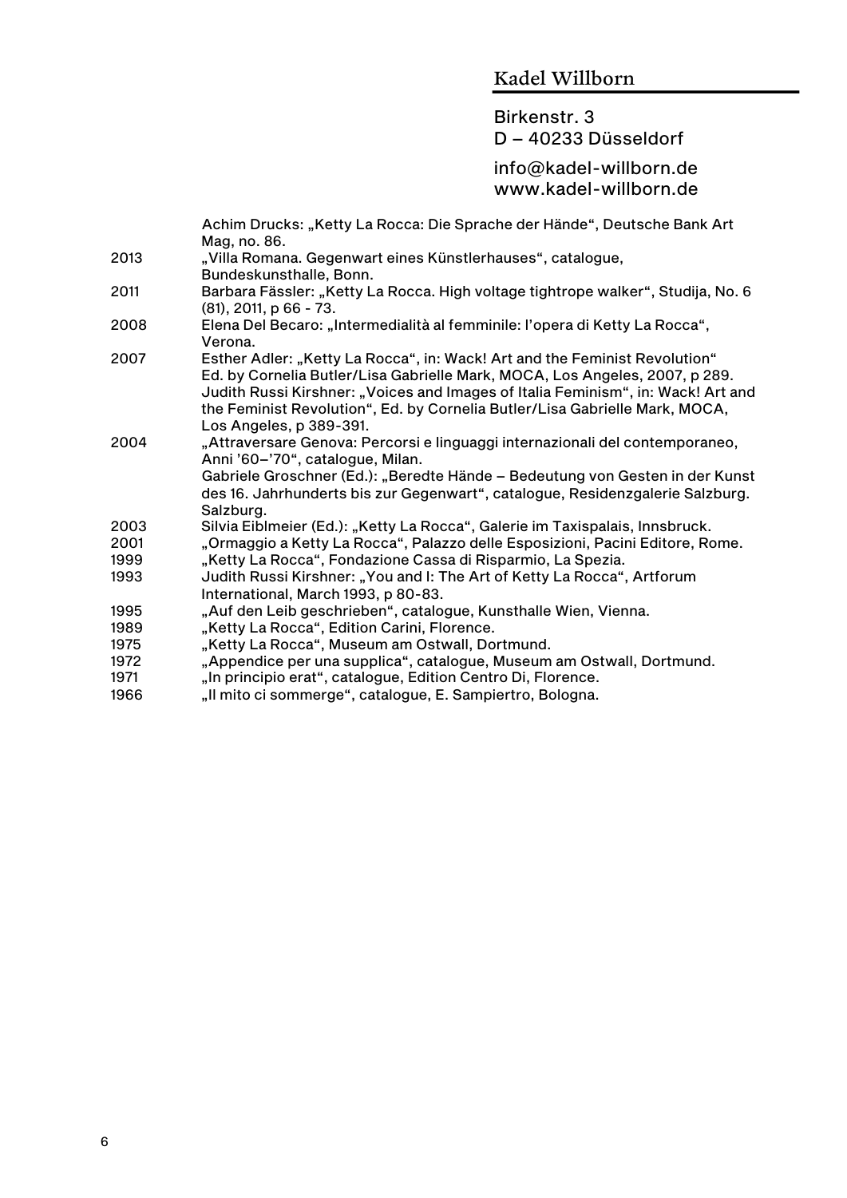| | |
|---|---|
| | Achim Drucks: „Ketty La Rocca: Die Sprache der Hände", Deutsche Bank Art Mag, no. 86. |
| 2013 | „Villa Romana. Gegenwart eines Künstlerhauses", catalogue, Bundeskunsthalle, Bonn. |
| 2011 | Barbara Fässler: „Ketty La Rocca. High voltage tightrope walker", Studija, No. 6 (81), 2011, p 66 - 73. |
| 2008 | Elena Del Becaro: „Intermedialità al femminile: l'opera di Ketty La Rocca", Verona. |
| 2007 | Esther Adler: „Ketty La Rocca", in: Wack! Art and the Feminist Revolution" Ed. by Cornelia Butler/Lisa Gabrielle Mark, MOCA, Los Angeles, 2007, p 289. Judith Russi Kirshner: „Voices and Images of Italia Feminism", in: Wack! Art and the Feminist Revolution", Ed. by Cornelia Butler/Lisa Gabrielle Mark, MOCA, Los Angeles, p 389-391. |
| 2004 | „Attraversare Genova: Percorsi e linguaggi internazionali del contemporaneo, Anni '60–'70", catalogue, Milan. Gabriele Groschner (Ed.): „Beredte Hände – Bedeutung von Gesten in der Kunst des 16. Jahrhunderts bis zur Gegenwart", catalogue, Residenzgalerie Salzburg. Salzburg. |
| 2003 | Silvia Eiblmeier (Ed.): „Ketty La Rocca", Galerie im Taxispalais, Innsbruck. |
| 2001 | „Ormaggio a Ketty La Rocca", Palazzo delle Esposizioni, Pacini Editore, Rome. |
| 1999 | „Ketty La Rocca", Fondazione Cassa di Risparmio, La Spezia. |
| 1993 | Judith Russi Kirshner: „You and I: The Art of Ketty La Rocca", Artforum International, March 1993, p 80-83. |
| 1995 | „Auf den Leib geschrieben", catalogue, Kunsthalle Wien, Vienna. |
| 1989 | „Ketty La Rocca", Edition Carini, Florence. |
| 1975 | „Ketty La Rocca", Museum am Ostwall, Dortmund. |
| 1972 | „Appendice per una supplica", catalogue, Museum am Ostwall, Dortmund. |
| 1971 | „In principio erat", catalogue, Edition Centro Di, Florence. |
| 1966 | „Il mito ci sommerge", catalogue, E. Sampiertro, Bologna. |